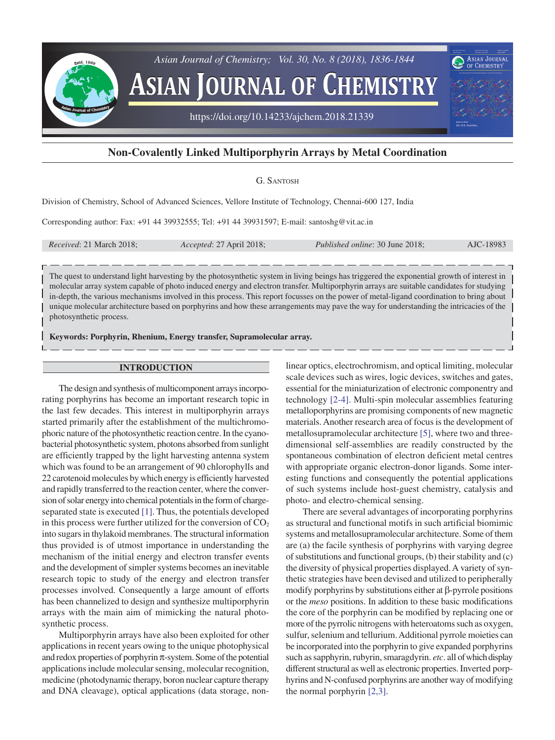# Non-Covalently Linked Multiporphyrin Arrays by Metal Coordination

G. Santosh

Division of Chemistry, School of Advanced Sciences, Vellore Institute of Technology, Chennai-600 127, India

Corresponding author: Fax: +91 44 39932555; Tel: +91 44 39931597; E-mail: santoshg@vit.ac.in

*Received*: 21 March 2018; *Accepted*: 27 April 2018; *Published online*: 30 June 2018; AJC-18983

The quest to understand light harvesting by the photosynthetic system in living beings has triggered the exponential growth of interest in molecular array system capable of photo induced energy and electron transfer. Multiporphyrin arrays are suitable candidates for studying in-depth, the various mechanisms involved in this process. This report focusses on the power of metal-ligand coordination to bring about unique molecular architecture based on porphyrins and how these arrangements may pave the way for understanding the intricacies of the photosynthetic process.

**Keywords: Porphyrin, Rhenium, Energy transfer, Supramolecular array.**

## INTRODUCTION

The design and synthesis of multicomponent arrays incorporating porphyrins has become an important research topic in the last few decades. This interest in multiporphyrin arrays started primarily after the establishment of the multichromophoric nature of the photosynthetic reaction centre. In the cyanobacterial photosynthetic system, photons absorbed from sunlight are efficiently trapped by the light harvesting antenna system which was found to be an arrangement of 90 chlorophylls and 22 carotenoid molecules by which energy is efficiently harvested and rapidly transferred to the reaction center, where the conversion of solar energy into chemical potentials in the form of charge-separated state is executed [1]. Thus, the potentials developed in this process were further utilized for the conversion of $CO_2$ into sugars in thylakoid membranes. The structural information thus provided is of utmost importance in understanding the mechanism of the initial energy and electron transfer events and the development of simpler systems becomes an inevitable research topic to study of the energy and electron transfer processes involved. Consequently a large amount of efforts has been channelized to design and synthesize multiporphyrin arrays with the main aim of mimicking the natural photosynthetic process.

Multiporphyrin arrays have also been exploited for other applications in recent years owing to the unique photophysical and redox properties of porphyrin π-system. Some of the potential applications include molecular sensing, molecular recognition, medicine (photodynamic therapy, boron nuclear capture therapy and DNA cleavage), optical applications (data storage, non-linear optics, electrochromism, and optical limiting, molecular scale devices such as wires, logic devices, switches and gates, essential for the miniaturization of electronic componentry and technology [2-4]. Multi-spin molecular assemblies featuring metalloporphyrins are promising components of new magnetic materials. Another research area of focus is the development of metallosupramolecular architecture [5], where two and three-dimensional self-assemblies are readily constructed by the spontaneous combination of electron deficient metal centres with appropriate organic electron-donor ligands. Some interesting functions and consequently the potential applications of such systems include host-guest chemistry, catalysis and photo- and electro-chemical sensing.

There are several advantages of incorporating porphyrins as structural and functional motifs in such artificial biomimic systems and metallosupramolecular architecture. Some of them are (a) the facile synthesis of porphyrins with varying degree of substitutions and functional groups, (b) their stability and (c) the diversity of physical properties displayed. A variety of synthetic strategies have been devised and utilized to peripherally modify porphyrins by substitutions either at β-pyrrole positions or the *meso* positions. In addition to these basic modifications the core of the porphyrin can be modified by replacing one or more of the pyrrolic nitrogens with heteroatoms such as oxygen, sulfur, selenium and tellurium. Additional pyrrole moieties can be incorporated into the porphyrin to give expanded porphyrins such as sapphyrin, rubyrin, smaragdyrin. *etc*. all of which display different structural as well as electronic properties. Inverted porphyrins and N-confused porphyrins are another way of modifying the normal porphyrin [2,3].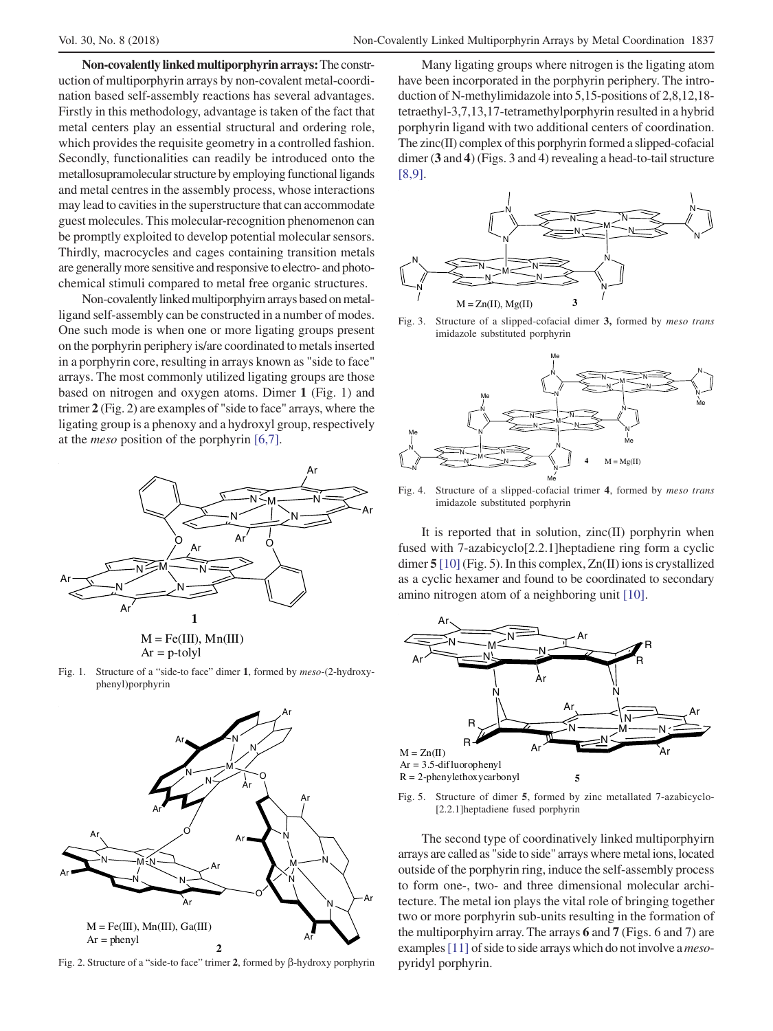**Non-covalently linked multiporphyrin arrays:** The construction of multiporphyrin arrays by non-covalent metal-coordination based self-assembly reactions has several advantages. Firstly in this methodology, advantage is taken of the fact that metal centers play an essential structural and ordering role, which provides the requisite geometry in a controlled fashion. Secondly, functionalities can readily be introduced onto the metallosupramolecular structure by employing functional ligands and metal centres in the assembly process, whose interactions may lead to cavities in the superstructure that can accommodate guest molecules. This molecular-recognition phenomenon can be promptly exploited to develop potential molecular sensors. Thirdly, macrocycles and cages containing transition metals are generally more sensitive and responsive to electro- and photochemical stimuli compared to metal free organic structures.

Non-covalently linked multiporphyirn arrays based on metal-ligand self-assembly can be constructed in a number of modes. One such mode is when one or more ligating groups present on the porphyrin periphery is/are coordinated to metals inserted in a porphyrin core, resulting in arrays known as "side to face" arrays. The most commonly utilized ligating groups are those based on nitrogen and oxygen atoms. Dimer **1** (Fig. 1) and trimer **2** (Fig. 2) are examples of "side to face" arrays, where the ligating group is a phenoxy and a hydroxyl group, respectively at the *meso* position of the porphyrin [6,7].

M = Fe(III), Mn(III)
Ar = p-tolyl

Fig. 1. Structure of a "side-to face" dimer **1**, formed by *meso*-(2-hydroxyphenyl)porphyrin

M = Fe(III), Mn(III), Ga(III)
Ar = phenyl

Fig. 2. Structure of a "side-to face" trimer **2**, formed by β-hydroxy porphyrin

Many ligating groups where nitrogen is the ligating atom have been incorporated in the porphyrin periphery. The introduction of N-methylimidazole into 5,15-positions of 2,8,12,18-tetraethyl-3,7,13,17-tetramethylporphyrin resulted in a hybrid porphyrin ligand with two additional centers of coordination. The zinc(II) complex of this porphyrin formed a slipped-cofacial dimer (**3** and **4**) (Figs. 3 and 4) revealing a head-to-tail structure [8,9].

M = Zn(II), Mg(II)

Fig. 3. Structure of a slipped-cofacial dimer **3**, formed by *meso trans* imidazole substituted porphyrin

M = Mg(II)

Fig. 4. Structure of a slipped-cofacial trimer **4**, formed by *meso trans* imidazole substituted porphyrin

It is reported that in solution, zinc(II) porphyrin when fused with 7-azabicyclo[2.2.1]heptadiene ring form a cyclic dimer **5** [10] (Fig. 5). In this complex, Zn(II) ions is crystallized as a cyclic hexamer and found to be coordinated to secondary amino nitrogen atom of a neighboring unit [10].

M = Zn(II)
Ar = 3.5-difluorophenyl
R = 2-phenylethoxycarbonyl

Fig. 5. Structure of dimer **5**, formed by zinc metallated 7-azabicyclo-[2.2.1]heptadiene fused porphyrin

The second type of coordinatively linked multiporphyirn arrays are called as "side to side" arrays where metal ions, located outside of the porphyrin ring, induce the self-assembly process to form one-, two- and three dimensional molecular architecture. The metal ion plays the vital role of bringing together two or more porphyrin sub-units resulting in the formation of the multiporphyirn array. The arrays **6** and **7** (Figs. 6 and 7) are examples [11] of side to side arrays which do not involve a *meso*-pyridyl porphyrin.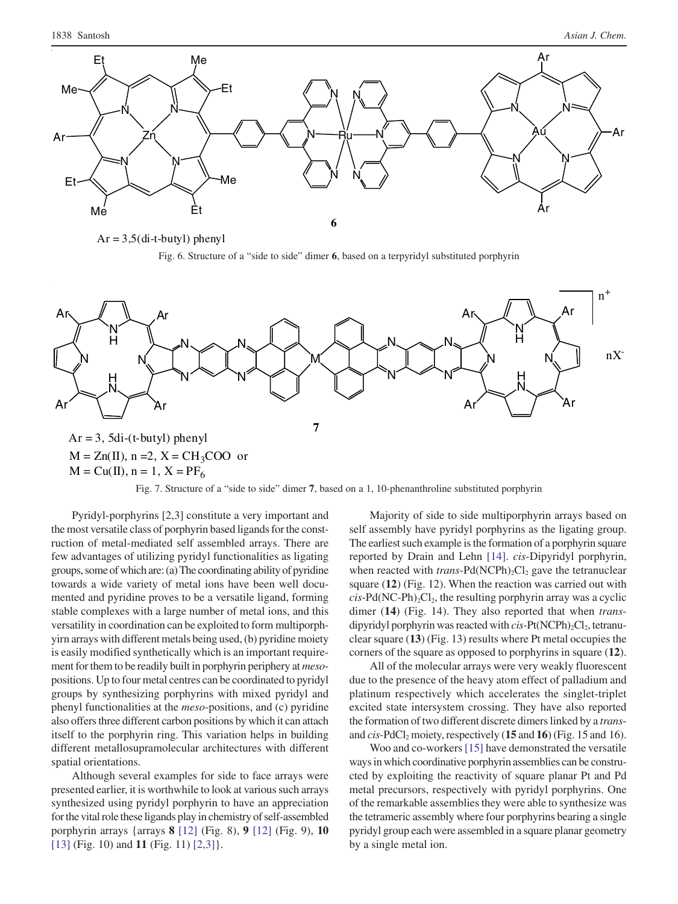Ar = 3,5(di-t-butyl) phenyl

Fig. 6. Structure of a "side to side" dimer **6**, based on a terpyridyl substituted porphyrin

Ar = 3, 5di-(t-butyl) phenyl

M = Zn(II), n =2, X = $CH_3COO$ or

M = Cu(II), n = 1, X = $PF_6$

Fig. 7. Structure of a "side to side" dimer **7**, based on a 1, 10-phenanthroline substituted porphyrin

Pyridyl-porphyrins [2,3] constitute a very important and the most versatile class of porphyrin based ligands for the construction of metal-mediated self assembled arrays. There are few advantages of utilizing pyridyl functionalities as ligating groups, some of which are: (a) The coordinating ability of pyridine towards a wide variety of metal ions have been well documented and pyridine proves to be a versatile ligand, forming stable complexes with a large number of metal ions, and this versatility in coordination can be exploited to form multiporphyirn arrays with different metals being used, (b) pyridine moiety is easily modified synthetically which is an important requirement for them to be readily built in porphyrin periphery at *meso*-positions. Up to four metal centres can be coordinated to pyridyl groups by synthesizing porphyrins with mixed pyridyl and phenyl functionalities at the *meso*-positions, and (c) pyridine also offers three different carbon positions by which it can attach itself to the porphyrin ring. This variation helps in building different metallosupramolecular architectures with different spatial orientations.

Although several examples for side to face arrays were presented earlier, it is worthwhile to look at various such arrays synthesized using pyridyl porphyrin to have an appreciation for the vital role these ligands play in chemistry of self-assembled porphyrin arrays {arrays **8** [12] (Fig. 8), **9** [12] (Fig. 9), **10** [13] (Fig. 10) and **11** (Fig. 11) [2,3]}.

Majority of side to side multiporphyrin arrays based on self assembly have pyridyl porphyrins as the ligating group. The earliest such example is the formation of a porphyrin square reported by Drain and Lehn [14]. *cis*-Dipyridyl porphyrin, when reacted with *trans*-$Pd(NCPh)_2Cl_2$ gave the tetranuclear square (**12**) (Fig. 12). When the reaction was carried out with *cis*-$Pd(NC\text{-}Ph)_2Cl_2$, the resulting porphyrin array was a cyclic dimer (**14**) (Fig. 14). They also reported that when *trans*-dipyridyl porphyrin was reacted with *cis*-$Pt(NCPh)_2Cl_2$, tetranuclear square (**13**) (Fig. 13) results where Pt metal occupies the corners of the square as opposed to porphyrins in square (**12**).

All of the molecular arrays were very weakly fluorescent due to the presence of the heavy atom effect of palladium and platinum respectively which accelerates the singlet-triplet excited state intersystem crossing. They have also reported the formation of two different discrete dimers linked by a *trans*- and *cis*-$PdCl_2$ moiety, respectively (**15** and **16**) (Fig. 15 and 16).

Woo and co-workers [15] have demonstrated the versatile ways in which coordinative porphyrin assemblies can be constructed by exploiting the reactivity of square planar Pt and Pd metal precursors, respectively with pyridyl porphyrins. One of the remarkable assemblies they were able to synthesize was the tetrameric assembly where four porphyrins bearing a single pyridyl group each were assembled in a square planar geometry by a single metal ion.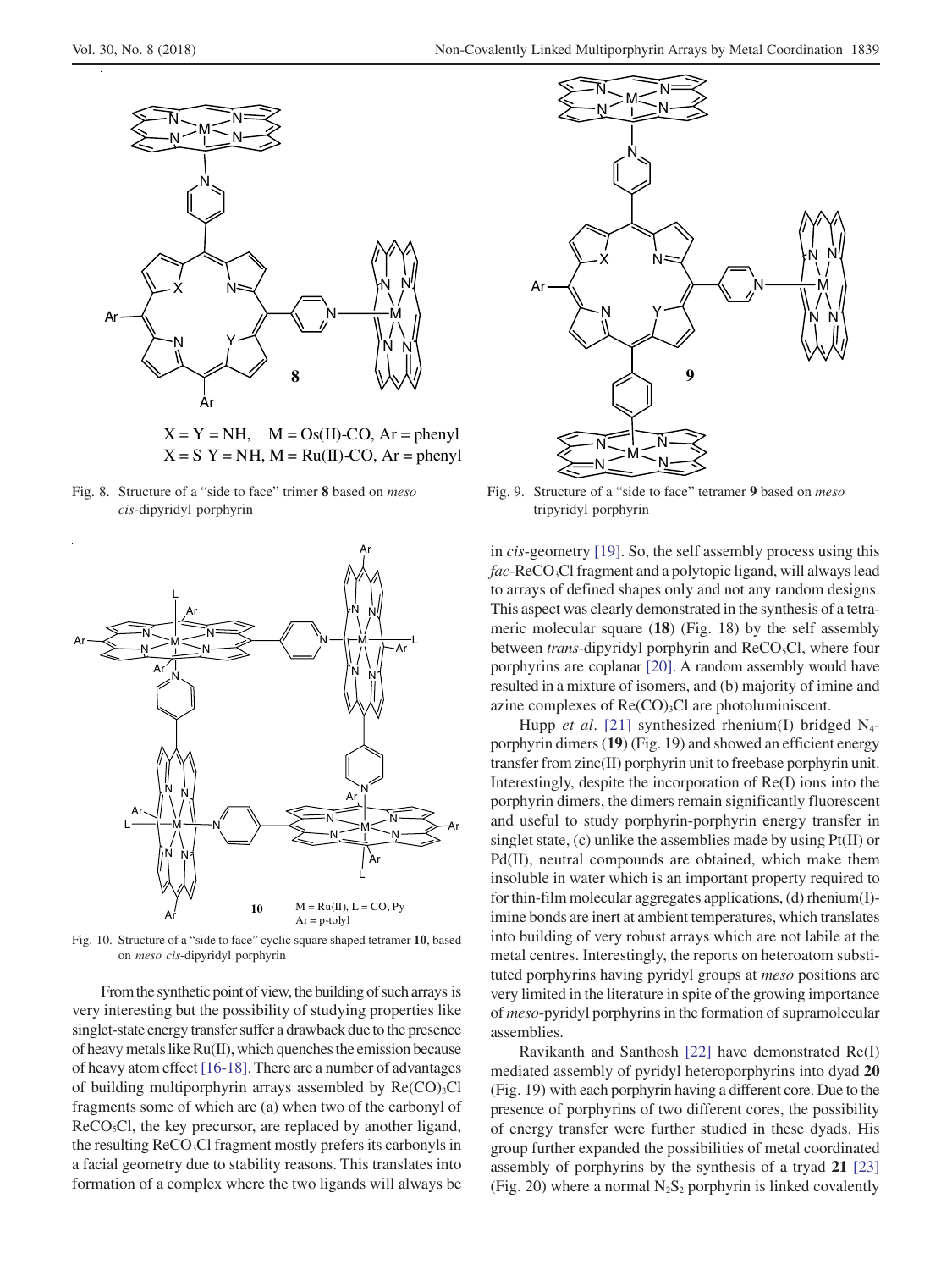X = Y = NH,  M = Os(II)-CO, Ar = phenyl
X = S Y = NH, M = Ru(II)-CO, Ar = phenyl

Fig. 8. Structure of a "side to face" trimer **8** based on *meso cis*-dipyridyl porphyrin

Fig. 9. Structure of a "side to face" tetramer **9** based on *meso* tripyridyl porphyrin

M = Ru(II), L = CO, Py
Ar = p-tolyl

Fig. 10. Structure of a "side to face" cyclic square shaped tetramer **10**, based on *meso cis*-dipyridyl porphyrin

From the synthetic point of view, the building of such arrays is very interesting but the possibility of studying properties like singlet-state energy transfer suffer a drawback due to the presence of heavy metals like Ru(II), which quenches the emission because of heavy atom effect [16-18]. There are a number of advantages of building multiporphyrin arrays assembled by $Re(CO)_3Cl$ fragments some of which are (a) when two of the carbonyl of $ReCO_5Cl$, the key precursor, are replaced by another ligand, the resulting $ReCO_3Cl$ fragment mostly prefers its carbonyls in a facial geometry due to stability reasons. This translates into formation of a complex where the two ligands will always be in *cis*-geometry [19]. So, the self assembly process using this *fac*-$ReCO_3Cl$ fragment and a polytopic ligand, will always lead to arrays of defined shapes only and not any random designs. This aspect was clearly demonstrated in the synthesis of a tetrameric molecular square (**18**) (Fig. 18) by the self assembly between *trans*-dipyridyl porphyrin and $ReCO_5Cl$, where four porphyrins are coplanar [20]. A random assembly would have resulted in a mixture of isomers, and (b) majority of imine and azine complexes of $Re(CO)_3Cl$ are photoluminiscent.

Hupp *et al*. [21] synthesized rhenium(I) bridged $N_4$-porphyrin dimers (**19**) (Fig. 19) and showed an efficient energy transfer from zinc(II) porphyrin unit to freebase porphyrin unit. Interestingly, despite the incorporation of Re(I) ions into the porphyrin dimers, the dimers remain significantly fluorescent and useful to study porphyrin-porphyrin energy transfer in singlet state, (c) unlike the assemblies made by using Pt(II) or Pd(II), neutral compounds are obtained, which make them insoluble in water which is an important property required to for thin-film molecular aggregates applications, (d) rhenium(I)-imine bonds are inert at ambient temperatures, which translates into building of very robust arrays which are not labile at the metal centres. Interestingly, the reports on heteroatom substituted porphyrins having pyridyl groups at *meso* positions are very limited in the literature in spite of the growing importance of *meso*-pyridyl porphyrins in the formation of supramolecular assemblies.

Ravikanth and Santhosh [22] have demonstrated Re(I) mediated assembly of pyridyl heteroporphyrins into dyad **20** (Fig. 19) with each porphyrin having a different core. Due to the presence of porphyrins of two different cores, the possibility of energy transfer were further studied in these dyads. His group further expanded the possibilities of metal coordinated assembly of porphyrins by the synthesis of a tryad **21** [23] (Fig. 20) where a normal $N_2S_2$ porphyrin is linked covalently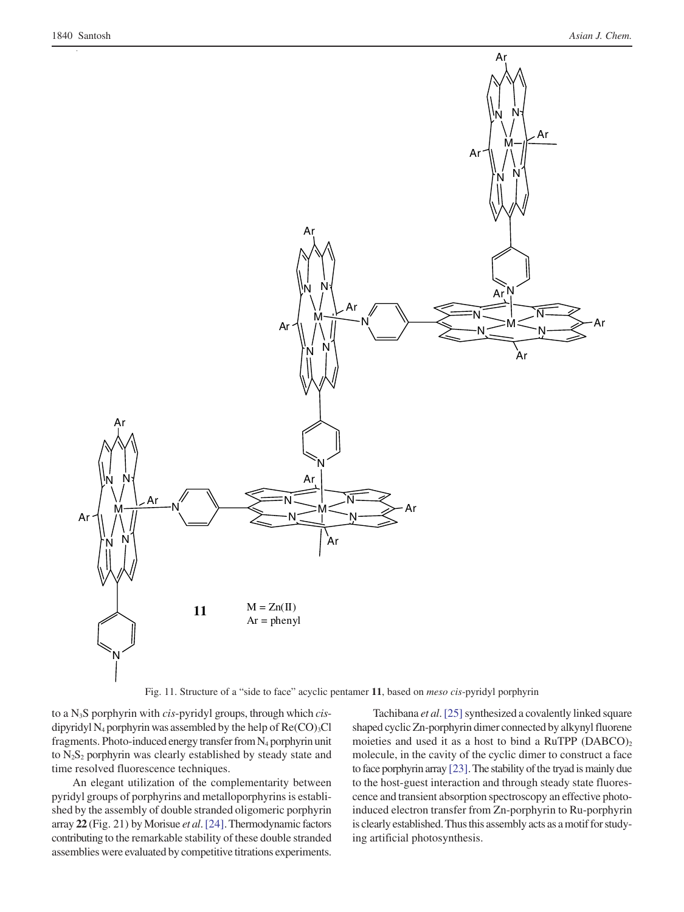M = Zn(II)
Ar = phenyl

Fig. 11. Structure of a "side to face" acyclic pentamer **11**, based on *meso cis*-pyridyl porphyrin

to a $N_3S$ porphyrin with *cis*-pyridyl groups, through which *cis*-dipyridyl $N_4$ porphyrin was assembled by the help of $Re(CO)_3Cl$ fragments. Photo-induced energy transfer from $N_4$ porphyrin unit to $N_2S_2$ porphyrin was clearly established by steady state and time resolved fluorescence techniques.

An elegant utilization of the complementarity between pyridyl groups of porphyrins and metalloporphyrins is established by the assembly of double stranded oligomeric porphyrin array **22** (Fig. 21) by Morisue *et al*. [24]. Thermodynamic factors contributing to the remarkable stability of these double stranded assemblies were evaluated by competitive titrations experiments.

Tachibana *et al*. [25] synthesized a covalently linked square shaped cyclic Zn-porphyrin dimer connected by alkynyl fluorene moieties and used it as a host to bind a RuTPP $(DABCO)_2$ molecule, in the cavity of the cyclic dimer to construct a face to face porphyrin array [23]. The stability of the tryad is mainly due to the host-guest interaction and through steady state fluorescence and transient absorption spectroscopy an effective photo-induced electron transfer from Zn-porphyrin to Ru-porphyrin is clearly established. Thus this assembly acts as a motif for studying artificial photosynthesis.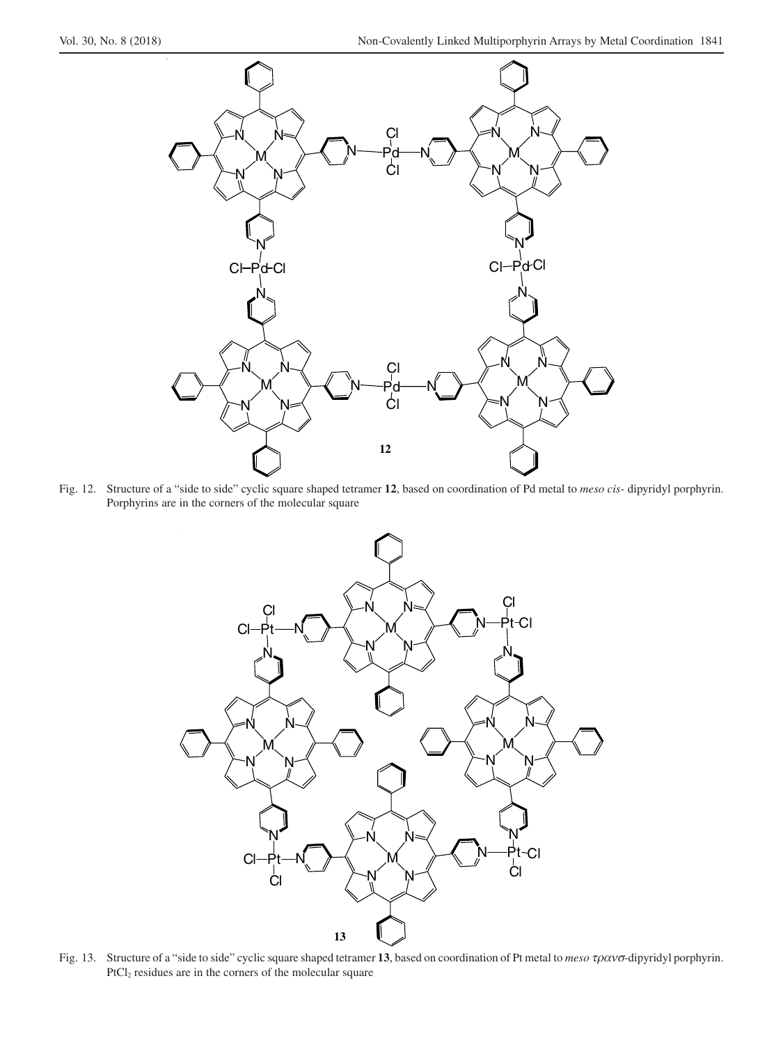Fig. 12. Structure of a "side to side" cyclic square shaped tetramer **12**, based on coordination of Pd metal to *meso cis-* dipyridyl porphyrin. Porphyrins are in the corners of the molecular square

Fig. 13. Structure of a "side to side" cyclic square shaped tetramer **13**, based on coordination of Pt metal to *meso τρανσ*-dipyridyl porphyrin. $PtCl_2$ residues are in the corners of the molecular square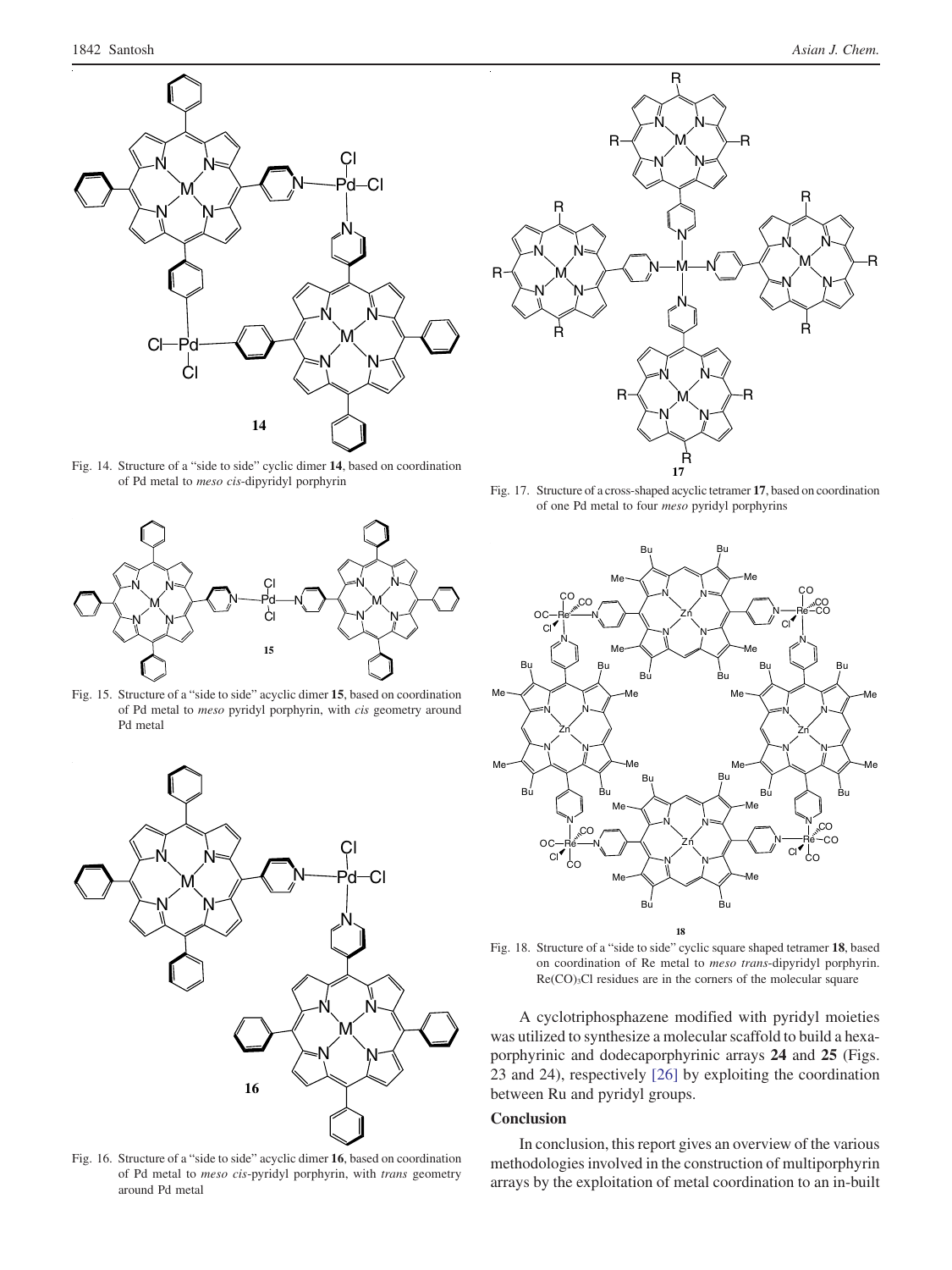Fig. 14. Structure of a "side to side" cyclic dimer **14**, based on coordination of Pd metal to *meso cis*-dipyridyl porphyrin

Fig. 15. Structure of a "side to side" acyclic dimer **15**, based on coordination of Pd metal to *meso* pyridyl porphyrin, with *cis* geometry around Pd metal

Fig. 16. Structure of a "side to side" acyclic dimer **16**, based on coordination of Pd metal to *meso cis*-pyridyl porphyrin, with *trans* geometry around Pd metal

Fig. 17. Structure of a cross-shaped acyclic tetramer **17**, based on coordination of one Pd metal to four *meso* pyridyl porphyrins

Fig. 18. Structure of a "side to side" cyclic square shaped tetramer **18**, based on coordination of Re metal to *meso trans*-dipyridyl porphyrin. $Re(CO)_3Cl$ residues are in the corners of the molecular square

A cyclotriphosphazene modified with pyridyl moieties was utilized to synthesize a molecular scaffold to build a hexaporphyrinic and dodecaporphyrinic arrays **24** and **25** (Figs. 23 and 24), respectively [26] by exploiting the coordination between Ru and pyridyl groups.

## Conclusion

In conclusion, this report gives an overview of the various methodologies involved in the construction of multiporphyrin arrays by the exploitation of metal coordination to an in-built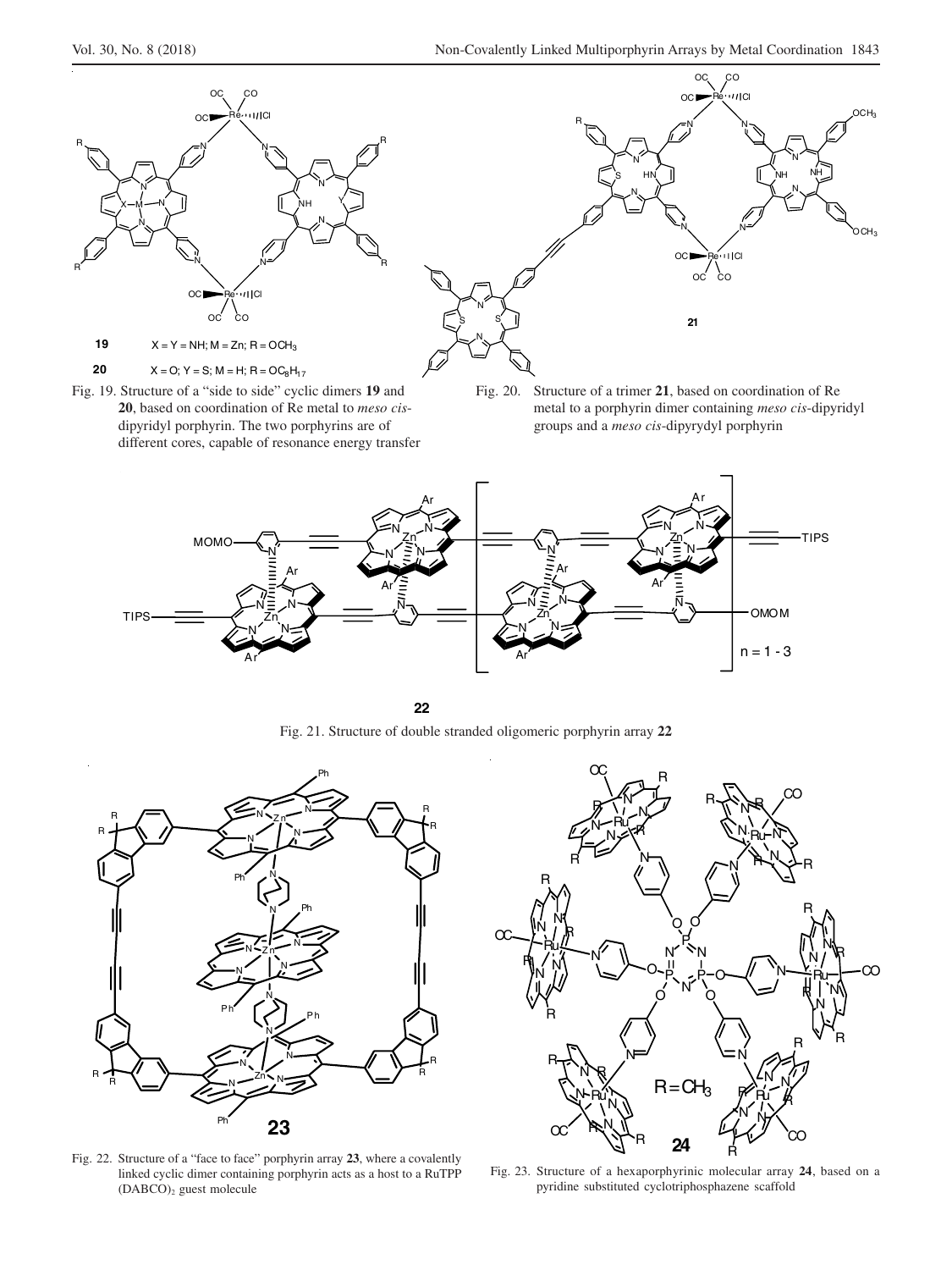**19** X = Y = NH; M = Zn; R = $OCH_3$

**20** X = O; Y = S; M = H; R = $OC_8H_{17}$

Fig. 19. Structure of a "side to side" cyclic dimers **19** and **20**, based on coordination of Re metal to *meso cis*-dipyridyl porphyrin. The two porphyrins are of different cores, capable of resonance energy transfer

Fig. 20. Structure of a trimer **21**, based on coordination of Re metal to a porphyrin dimer containing *meso cis*-dipyridyl groups and a *meso cis*-dipyrydyl porphyrin

Fig. 21. Structure of double stranded oligomeric porphyrin array **22**

Fig. 22. Structure of a "face to face" porphyrin array **23**, where a covalently linked cyclic dimer containing porphyrin acts as a host to a RuTPP $(DABCO)_2$ guest molecule

Fig. 23. Structure of a hexaporphyrinic molecular array **24**, based on a pyridine substituted cyclotriphosphazene scaffold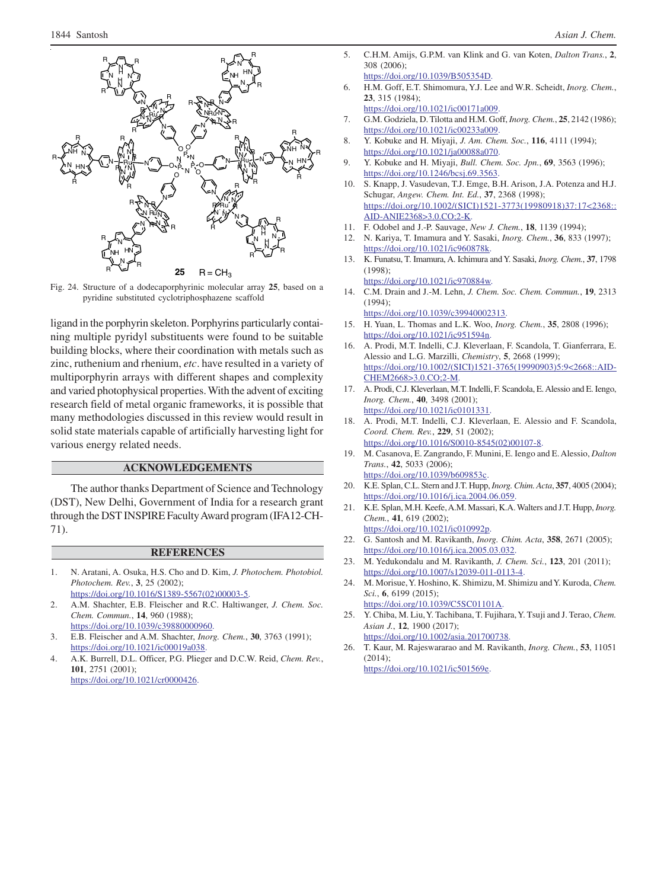Fig. 24. Structure of a dodecaporphyrinic molecular array **25**, based on a pyridine substituted cyclotriphosphazene scaffold

ligand in the porphyrin skeleton. Porphyrins particularly containing multiple pyridyl substituents were found to be suitable building blocks, where their coordination with metals such as zinc, ruthenium and rhenium, *etc*. have resulted in a variety of multiporphyrin arrays with different shapes and complexity and varied photophysical properties. With the advent of exciting research field of metal organic frameworks, it is possible that many methodologies discussed in this review would result in solid state materials capable of artificially harvesting light for various energy related needs.

## ACKNOWLEDGEMENTS

The author thanks Department of Science and Technology (DST), New Delhi, Government of India for a research grant through the DST INSPIRE Faculty Award program (IFA12-CH-71).

## REFERENCES

1. N. Aratani, A. Osuka, H.S. Cho and D. Kim, *J. Photochem. Photobiol. Photochem. Rev.*, **3**, 25 (2002); https://doi.org/10.1016/S1389-5567(02)00003-5.
2. A.M. Shachter, E.B. Fleischer and R.C. Haltiwanger, *J. Chem. Soc. Chem. Commun.*, **14**, 960 (1988); https://doi.org/10.1039/c39880000960.
3. E.B. Fleischer and A.M. Shachter, *Inorg. Chem.*, **30**, 3763 (1991); https://doi.org/10.1021/ic00019a038.
4. A.K. Burrell, D.L. Officer, P.G. Plieger and D.C.W. Reid, *Chem. Rev.*, **101**, 2751 (2001); https://doi.org/10.1021/cr0000426.
5. C.H.M. Amijs, G.P.M. van Klink and G. van Koten, *Dalton Trans.*, **2**, 308 (2006); https://doi.org/10.1039/B505354D.
6. H.M. Goff, E.T. Shimomura, Y.J. Lee and W.R. Scheidt, *Inorg. Chem.*, **23**, 315 (1984); https://doi.org/10.1021/ic00171a009.
7. G.M. Godziela, D. Tilotta and H.M. Goff, *Inorg. Chem.*, **25**, 2142 (1986); https://doi.org/10.1021/ic00233a009.
8. Y. Kobuke and H. Miyaji, *J. Am. Chem. Soc.*, **116**, 4111 (1994); https://doi.org/10.1021/ja00088a070.
9. Y. Kobuke and H. Miyaji, *Bull. Chem. Soc. Jpn.*, **69**, 3563 (1996); https://doi.org/10.1246/bcsj.69.3563.
10. S. Knapp, J. Vasudevan, T.J. Emge, B.H. Arison, J.A. Potenza and H.J. Schugar, *Angew. Chem. Int. Ed.*, **37**, 2368 (1998); https://doi.org/10.1002/(SICI)1521-3773(19980918)37:17<2368::AID-ANIE2368>3.0.CO;2-K.
11. F. Odobel and J.-P. Sauvage, *New J. Chem.*, **18**, 1139 (1994);
12. N. Kariya, T. Imamura and Y. Sasaki, *Inorg. Chem.*, **36**, 833 (1997); https://doi.org/10.1021/ic960878k.
13. K. Funatsu, T. Imamura, A. Ichimura and Y. Sasaki, *Inorg. Chem.*, **37**, 1798 (1998); https://doi.org/10.1021/ic970884w.
14. C.M. Drain and J.-M. Lehn, *J. Chem. Soc. Chem. Commun.*, **19**, 2313 (1994); https://doi.org/10.1039/c39940002313.
15. H. Yuan, L. Thomas and L.K. Woo, *Inorg. Chem.*, **35**, 2808 (1996); https://doi.org/10.1021/ic951594n.
16. A. Prodi, M.T. Indelli, C.J. Kleverlaan, F. Scandola, T. Gianferrara, E. Alessio and L.G. Marzilli, *Chemistry*, **5**, 2668 (1999); https://doi.org/10.1002/(SICI)1521-3765(19990903)5:9<2668::AID-CHEM2668>3.0.CO;2-M.
17. A. Prodi, C.J. Kleverlaan, M.T. Indelli, F. Scandola, E. Alessio and E. Iengo, *Inorg. Chem.*, **40**, 3498 (2001); https://doi.org/10.1021/ic0101331.
18. A. Prodi, M.T. Indelli, C.J. Kleverlaan, E. Alessio and F. Scandola, *Coord. Chem. Rev.*, **229**, 51 (2002); https://doi.org/10.1016/S0010-8545(02)00107-8.
19. M. Casanova, E. Zangrando, F. Munini, E. Iengo and E. Alessio, *Dalton Trans.*, **42**, 5033 (2006); https://doi.org/10.1039/b609853c.
20. K.E. Splan, C.L. Stern and J.T. Hupp, *Inorg. Chim. Acta*, **357**, 4005 (2004); https://doi.org/10.1016/j.ica.2004.06.059.
21. K.E. Splan, M.H. Keefe, A.M. Massari, K.A. Walters and J.T. Hupp, *Inorg. Chem.*, **41**, 619 (2002); https://doi.org/10.1021/ic010992p.
22. G. Santosh and M. Ravikanth, *Inorg. Chim. Acta*, **358**, 2671 (2005); https://doi.org/10.1016/j.ica.2005.03.032.
23. M. Yedukondalu and M. Ravikanth, *J. Chem. Sci.*, **123**, 201 (2011); https://doi.org/10.1007/s12039-011-0113-4.
24. M. Morisue, Y. Hoshino, K. Shimizu, M. Shimizu and Y. Kuroda, *Chem. Sci.*, **6**, 6199 (2015); https://doi.org/10.1039/C5SC01101A.
25. Y. Chiba, M. Liu, Y. Tachibana, T. Fujihara, Y. Tsuji and J. Terao, *Chem. Asian J.*, **12**, 1900 (2017); https://doi.org/10.1002/asia.201700738.
26. T. Kaur, M. Rajeswararao and M. Ravikanth, *Inorg. Chem.*, **53**, 11051 (2014); https://doi.org/10.1021/ic501569e.